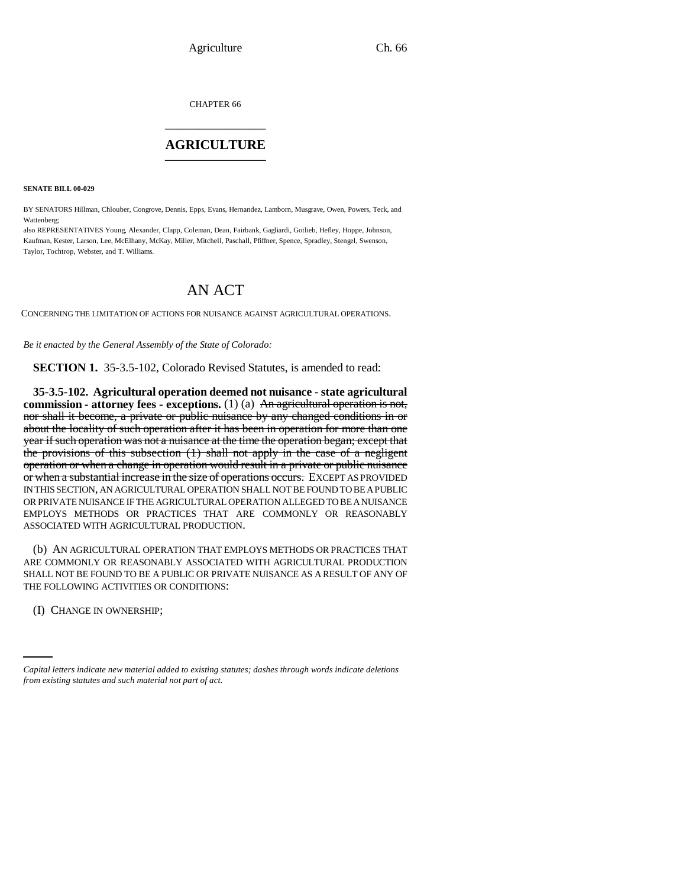CHAPTER 66

# AGRICULTURE

**SENATE BILL 00-029**

BY SENATORS Hillman, Chlouber, Congrove, Dennis, Epps, Evans, Hernandez, Lamborn, Musgrave, Owen, Powers, Teck, and Wattenberg;

also REPRESENTATIVES Young, Alexander, Clapp, Coleman, Dean, Fairbank, Gagliardi, Gotlieb, Hefley, Hoppe, Johnson, Kaufman, Kester, Larson, Lee, McElhany, McKay, Miller, Mitchell, Paschall, Pfiffner, Spence, Spradley, Stengel, Swenson, Taylor, Tochtrop, Webster, and T. Williams.

## AN ACT

CONCERNING THE LIMITATION OF ACTIONS FOR NUISANCE AGAINST AGRICULTURAL OPERATIONS.

*Be it enacted by the General Assembly of the State of Colorado:*

**SECTION 1.** 35-3.5-102, Colorado Revised Statutes, is amended to read:

**35-3.5-102. Agricultural operation deemed not nuisance - state agricultural commission - attorney fees - exceptions.** (1) (a) ~~An agricultural operation is not, nor shall it become, a private or public nuisance by any changed conditions in or about the locality of such operation after it has been in operation for more than one year if such operation was not a nuisance at the time the operation began; except that the provisions of this subsection (1) shall not apply in the case of a negligent operation or when a change in operation would result in a private or public nuisance or when a substantial increase in the size of operations occurs.~~ EXCEPT AS PROVIDED IN THIS SECTION, AN AGRICULTURAL OPERATION SHALL NOT BE FOUND TO BE A PUBLIC OR PRIVATE NUISANCE IF THE AGRICULTURAL OPERATION ALLEGED TO BE A NUISANCE EMPLOYS METHODS OR PRACTICES THAT ARE COMMONLY OR REASONABLY ASSOCIATED WITH AGRICULTURAL PRODUCTION.

(b) AN AGRICULTURAL OPERATION THAT EMPLOYS METHODS OR PRACTICES THAT ARE COMMONLY OR REASONABLY ASSOCIATED WITH AGRICULTURAL PRODUCTION SHALL NOT BE FOUND TO BE A PUBLIC OR PRIVATE NUISANCE AS A RESULT OF ANY OF THE FOLLOWING ACTIVITIES OR CONDITIONS:

(I) CHANGE IN OWNERSHIP;

---

*Capital letters indicate new material added to existing statutes; dashes through words indicate deletions from existing statutes and such material not part of act.*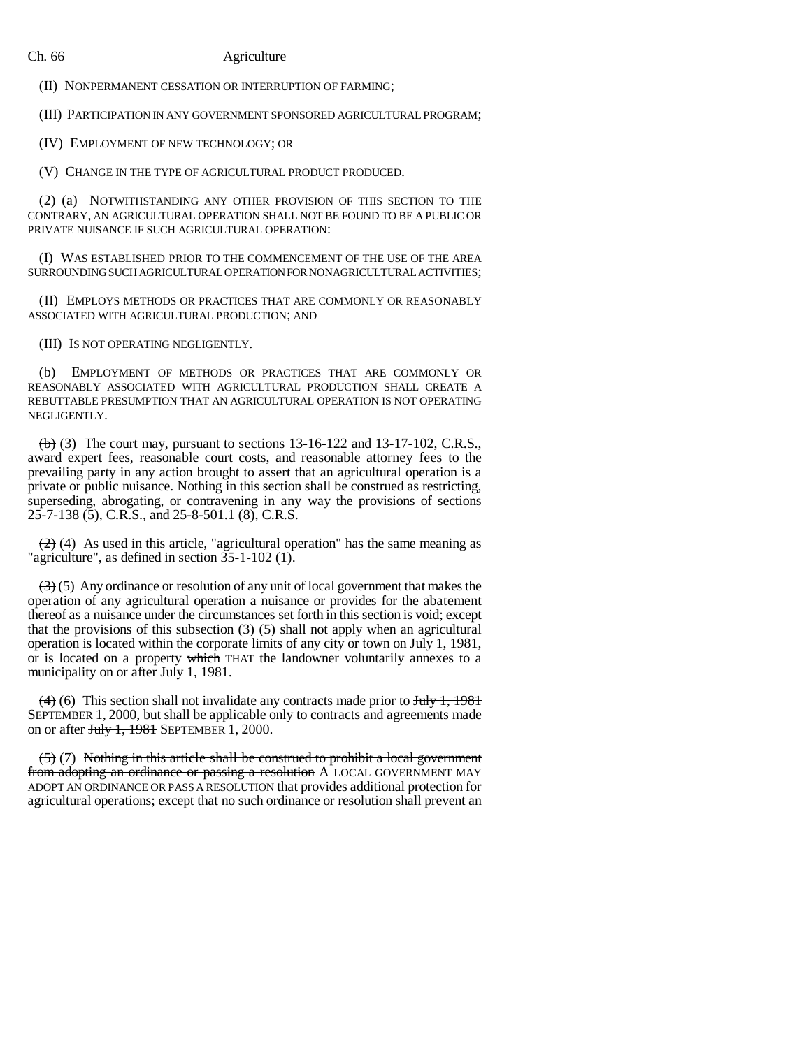(II) NONPERMANENT CESSATION OR INTERRUPTION OF FARMING;

(III) PARTICIPATION IN ANY GOVERNMENT SPONSORED AGRICULTURAL PROGRAM;

(IV) EMPLOYMENT OF NEW TECHNOLOGY; OR

(V) CHANGE IN THE TYPE OF AGRICULTURAL PRODUCT PRODUCED.

(2) (a) NOTWITHSTANDING ANY OTHER PROVISION OF THIS SECTION TO THE CONTRARY, AN AGRICULTURAL OPERATION SHALL NOT BE FOUND TO BE A PUBLIC OR PRIVATE NUISANCE IF SUCH AGRICULTURAL OPERATION:

(I) WAS ESTABLISHED PRIOR TO THE COMMENCEMENT OF THE USE OF THE AREA SURROUNDING SUCH AGRICULTURAL OPERATION FOR NONAGRICULTURAL ACTIVITIES;

(II) EMPLOYS METHODS OR PRACTICES THAT ARE COMMONLY OR REASONABLY ASSOCIATED WITH AGRICULTURAL PRODUCTION; AND

(III) IS NOT OPERATING NEGLIGENTLY.

(b) EMPLOYMENT OF METHODS OR PRACTICES THAT ARE COMMONLY OR REASONABLY ASSOCIATED WITH AGRICULTURAL PRODUCTION SHALL CREATE A REBUTTABLE PRESUMPTION THAT AN AGRICULTURAL OPERATION IS NOT OPERATING NEGLIGENTLY.

~~(b)~~ (3) The court may, pursuant to sections 13-16-122 and 13-17-102, C.R.S., award expert fees, reasonable court costs, and reasonable attorney fees to the prevailing party in any action brought to assert that an agricultural operation is a private or public nuisance. Nothing in this section shall be construed as restricting, superseding, abrogating, or contravening in any way the provisions of sections 25-7-138 (5), C.R.S., and 25-8-501.1 (8), C.R.S.

~~(2)~~ (4) As used in this article, "agricultural operation" has the same meaning as "agriculture", as defined in section 35-1-102 (1).

~~(3)~~ (5) Any ordinance or resolution of any unit of local government that makes the operation of any agricultural operation a nuisance or provides for the abatement thereof as a nuisance under the circumstances set forth in this section is void; except that the provisions of this subsection ~~(3)~~ (5) shall not apply when an agricultural operation is located within the corporate limits of any city or town on July 1, 1981, or is located on a property ~~which~~ THAT the landowner voluntarily annexes to a municipality on or after July 1, 1981.

~~(4)~~ (6) This section shall not invalidate any contracts made prior to ~~July 1, 1981~~ SEPTEMBER 1, 2000, but shall be applicable only to contracts and agreements made on or after ~~July 1, 1981~~ SEPTEMBER 1, 2000.

~~(5)~~ (7) ~~Nothing in this article shall be construed to prohibit a local government from adopting an ordinance or passing a resolution~~ A LOCAL GOVERNMENT MAY ADOPT AN ORDINANCE OR PASS A RESOLUTION that provides additional protection for agricultural operations; except that no such ordinance or resolution shall prevent an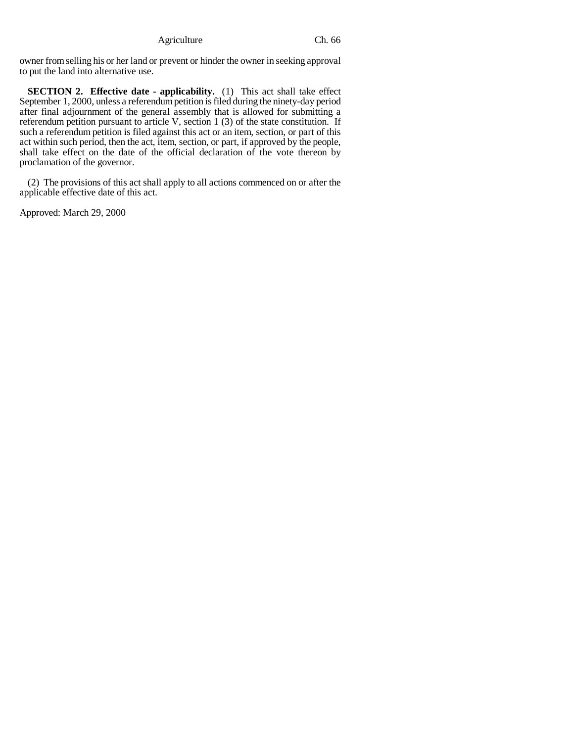owner from selling his or her land or prevent or hinder the owner in seeking approval to put the land into alternative use.

**SECTION 2. Effective date - applicability.** (1) This act shall take effect September 1, 2000, unless a referendum petition is filed during the ninety-day period after final adjournment of the general assembly that is allowed for submitting a referendum petition pursuant to article V, section 1 (3) of the state constitution. If such a referendum petition is filed against this act or an item, section, or part of this act within such period, then the act, item, section, or part, if approved by the people, shall take effect on the date of the official declaration of the vote thereon by proclamation of the governor.

(2) The provisions of this act shall apply to all actions commenced on or after the applicable effective date of this act.

Approved: March 29, 2000